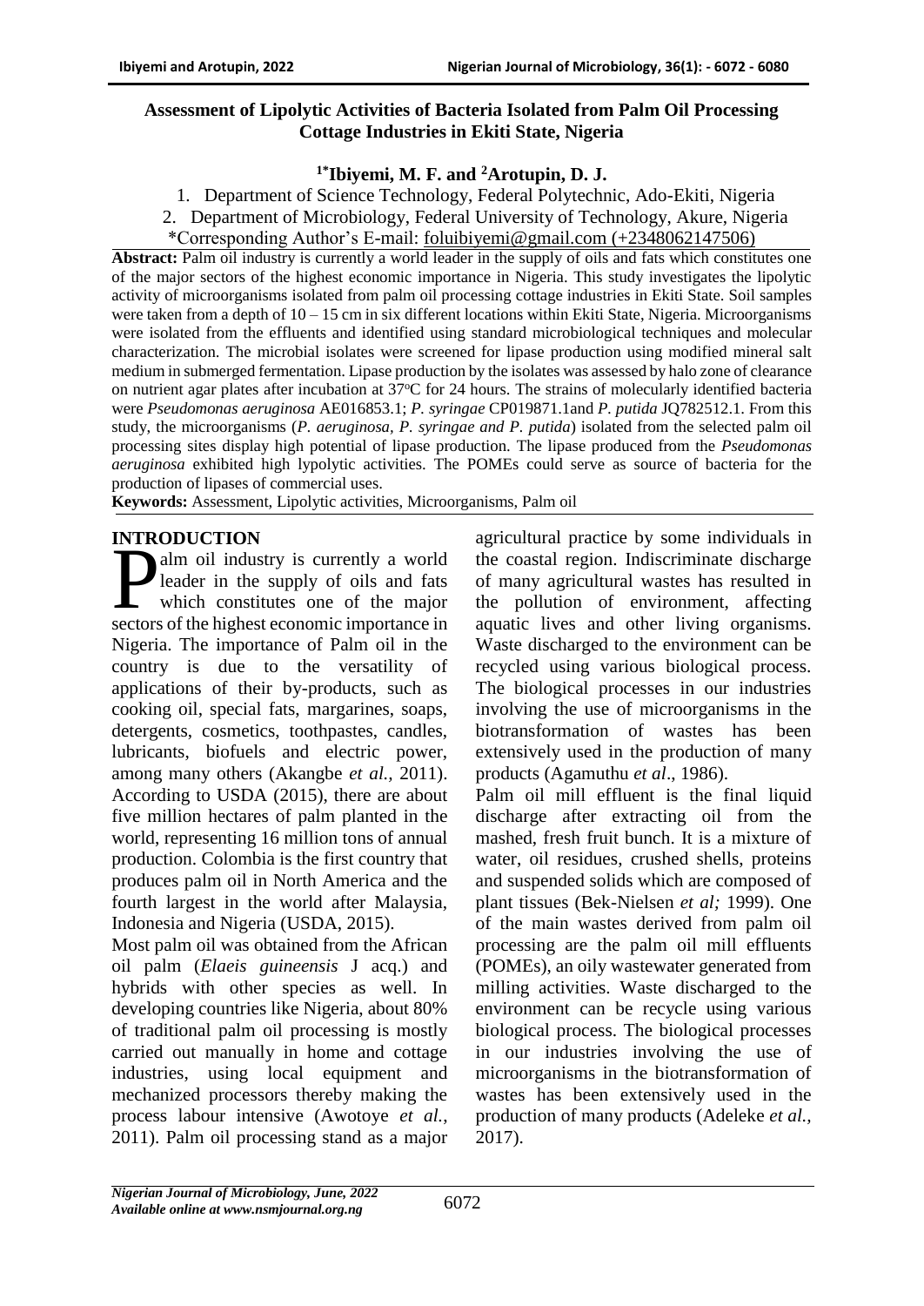# Assessment of Lipolytic Activities of Bacteria Isolated from Palm Oil Processing Cottage Industries in Ekiti State, Nigeria

**[1*]Ibiyemi, M. F. and [2]Arotupin, D. J.**

1. Department of Science Technology, Federal Polytechnic, Ado-Ekiti, Nigeria
2. Department of Microbiology, Federal University of Technology, Akure, Nigeria

*Corresponding Author's E-mail: foluibiyemi@gmail.com (+2348062147506)

**Abstract:** Palm oil industry is currently a world leader in the supply of oils and fats which constitutes one of the major sectors of the highest economic importance in Nigeria. This study investigates the lipolytic activity of microorganisms isolated from palm oil processing cottage industries in Ekiti State. Soil samples were taken from a depth of 10 – 15 cm in six different locations within Ekiti State, Nigeria. Microorganisms were isolated from the effluents and identified using standard microbiological techniques and molecular characterization. The microbial isolates were screened for lipase production using modified mineral salt medium in submerged fermentation. Lipase production by the isolates was assessed by halo zone of clearance on nutrient agar plates after incubation at 37°C for 24 hours. The strains of molecularly identified bacteria were *Pseudomonas aeruginosa* AE016853.1; *P. syringae* CP019871.1and *P. putida* JQ782512.1. From this study, the microorganisms (*P. aeruginosa, P. syringae and P. putida*) isolated from the selected palm oil processing sites display high potential of lipase production. The lipase produced from the *Pseudomonas aeruginosa* exhibited high lypolytic activities. The POMEs could serve as source of bacteria for the production of lipases of commercial uses.

**Keywords:** Assessment, Lipolytic activities, Microorganisms, Palm oil

## INTRODUCTION

Palm oil industry is currently a world leader in the supply of oils and fats which constitutes one of the major sectors of the highest economic importance in Nigeria. The importance of Palm oil in the country is due to the versatility of applications of their by-products, such as cooking oil, special fats, margarines, soaps, detergents, cosmetics, toothpastes, candles, lubricants, biofuels and electric power, among many others (Akangbe *et al.,* 2011). According to USDA (2015), there are about five million hectares of palm planted in the world, representing 16 million tons of annual production. Colombia is the first country that produces palm oil in North America and the fourth largest in the world after Malaysia, Indonesia and Nigeria (USDA, 2015).

Most palm oil was obtained from the African oil palm (*Elaeis guineensis* J acq.) and hybrids with other species as well. In developing countries like Nigeria, about 80% of traditional palm oil processing is mostly carried out manually in home and cottage industries, using local equipment and mechanized processors thereby making the process labour intensive (Awotoye *et al.,* 2011). Palm oil processing stand as a major agricultural practice by some individuals in the coastal region. Indiscriminate discharge of many agricultural wastes has resulted in the pollution of environment, affecting aquatic lives and other living organisms. Waste discharged to the environment can be recycled using various biological process. The biological processes in our industries involving the use of microorganisms in the biotransformation of wastes has been extensively used in the production of many products (Agamuthu *et al*., 1986).

Palm oil mill effluent is the final liquid discharge after extracting oil from the mashed, fresh fruit bunch. It is a mixture of water, oil residues, crushed shells, proteins and suspended solids which are composed of plant tissues (Bek-Nielsen *et al;* 1999). One of the main wastes derived from palm oil processing are the palm oil mill effluents (POMEs), an oily wastewater generated from milling activities. Waste discharged to the environment can be recycle using various biological process. The biological processes in our industries involving the use of microorganisms in the biotransformation of wastes has been extensively used in the production of many products (Adeleke *et al.,* 2017).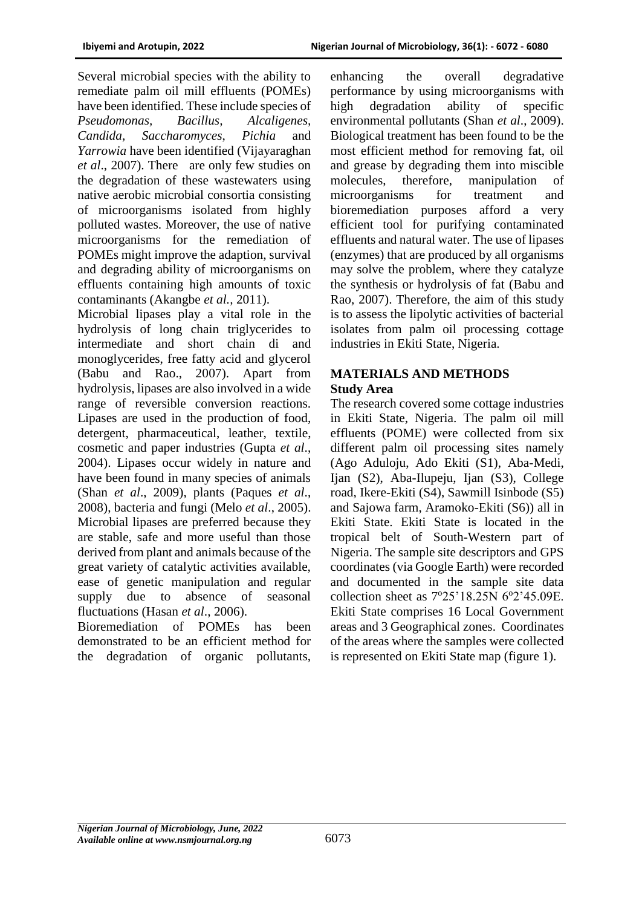Several microbial species with the ability to remediate palm oil mill effluents (POMEs) have been identified. These include species of *Pseudomonas, Bacillus, Alcaligenes, Candida*, *Saccharomyces*, *Pichia* and *Yarrowia* have been identified (Vijayaraghan *et al*., 2007). There are only few studies on the degradation of these wastewaters using native aerobic microbial consortia consisting of microorganisms isolated from highly polluted wastes. Moreover, the use of native microorganisms for the remediation of POMEs might improve the adaption, survival and degrading ability of microorganisms on effluents containing high amounts of toxic contaminants (Akangbe *et al.*, 2011).

Microbial lipases play a vital role in the hydrolysis of long chain triglycerides to intermediate and short chain di and monoglycerides, free fatty acid and glycerol (Babu and Rao., 2007). Apart from hydrolysis, lipases are also involved in a wide range of reversible conversion reactions. Lipases are used in the production of food, detergent, pharmaceutical, leather, textile, cosmetic and paper industries (Gupta *et al*., 2004). Lipases occur widely in nature and have been found in many species of animals (Shan *et al*., 2009), plants (Paques *et al*., 2008), bacteria and fungi (Melo *et al*., 2005). Microbial lipases are preferred because they are stable, safe and more useful than those derived from plant and animals because of the great variety of catalytic activities available, ease of genetic manipulation and regular supply due to absence of seasonal fluctuations (Hasan *et al*., 2006).

Bioremediation of POMEs has been demonstrated to be an efficient method for the degradation of organic pollutants, enhancing the overall degradative performance by using microorganisms with high degradation ability of specific environmental pollutants (Shan *et al*., 2009). Biological treatment has been found to be the most efficient method for removing fat, oil and grease by degrading them into miscible molecules, therefore, manipulation of microorganisms for treatment and bioremediation purposes afford a very efficient tool for purifying contaminated effluents and natural water. The use of lipases (enzymes) that are produced by all organisms may solve the problem, where they catalyze the synthesis or hydrolysis of fat (Babu and Rao, 2007). Therefore, the aim of this study is to assess the lipolytic activities of bacterial isolates from palm oil processing cottage industries in Ekiti State, Nigeria.

## MATERIALS AND METHODS

### Study Area

The research covered some cottage industries in Ekiti State, Nigeria. The palm oil mill effluents (POME) were collected from six different palm oil processing sites namely (Ago Aduloju, Ado Ekiti (S1), Aba-Medi, Ijan (S2), Aba-Ilupeju, Ijan (S3), College road, Ikere-Ekiti (S4), Sawmill Isinbode (S5) and Sajowa farm, Aramoko-Ekiti (S6)) all in Ekiti State. Ekiti State is located in the tropical belt of South-Western part of Nigeria. The sample site descriptors and GPS coordinates (via Google Earth) were recorded and documented in the sample site data collection sheet as 7°25'18.25N 6°2'45.09E. Ekiti State comprises 16 Local Government areas and 3 Geographical zones. Coordinates of the areas where the samples were collected is represented on Ekiti State map (figure 1).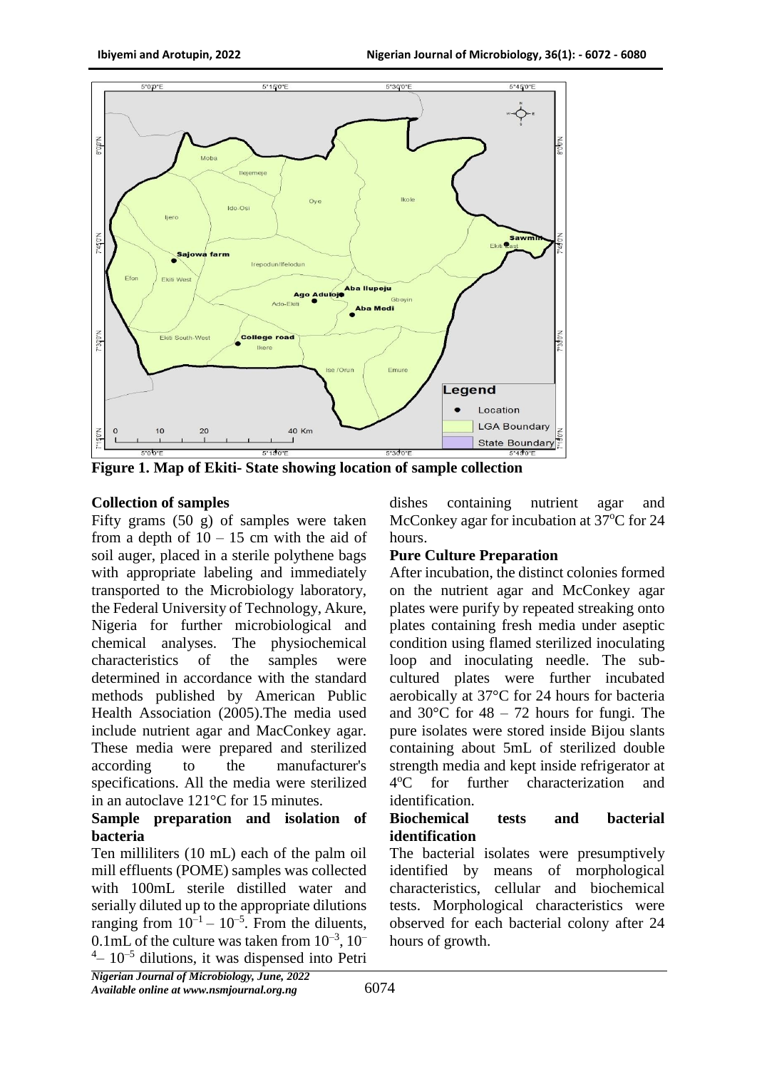**Figure 1. Map of Ekiti- State showing location of sample collection**

### Collection of samples

Fifty grams (50 g) of samples were taken from a depth of 10 – 15 cm with the aid of soil auger, placed in a sterile polythene bags with appropriate labeling and immediately transported to the Microbiology laboratory, the Federal University of Technology, Akure, Nigeria for further microbiological and chemical analyses. The physiochemical characteristics of the samples were determined in accordance with the standard methods published by American Public Health Association (2005).The media used include nutrient agar and MacConkey agar. These media were prepared and sterilized according to the manufacturer's specifications. All the media were sterilized in an autoclave 121°C for 15 minutes.

### Sample preparation and isolation of bacteria

Ten milliliters (10 mL) each of the palm oil mill effluents (POME) samples was collected with 100mL sterile distilled water and serially diluted up to the appropriate dilutions ranging from $10^{-1} – 10^{-5}$. From the diluents, 0.1mL of the culture was taken from $10^{-3}$, $10^{-4}$– $10^{-5}$ dilutions, it was dispensed into Petri dishes containing nutrient agar and McConkey agar for incubation at 37$^{o}$C for 24 hours.

### Pure Culture Preparation

After incubation, the distinct colonies formed on the nutrient agar and McConkey agar plates were purify by repeated streaking onto plates containing fresh media under aseptic condition using flamed sterilized inoculating loop and inoculating needle. The sub-cultured plates were further incubated aerobically at 37°C for 24 hours for bacteria and 30°C for 48 – 72 hours for fungi. The pure isolates were stored inside Bijou slants containing about 5mL of sterilized double strength media and kept inside refrigerator at 4$^{o}$C for further characterization and identification.

### Biochemical tests and bacterial identification

The bacterial isolates were presumptively identified by means of morphological characteristics, cellular and biochemical tests. Morphological characteristics were observed for each bacterial colony after 24 hours of growth.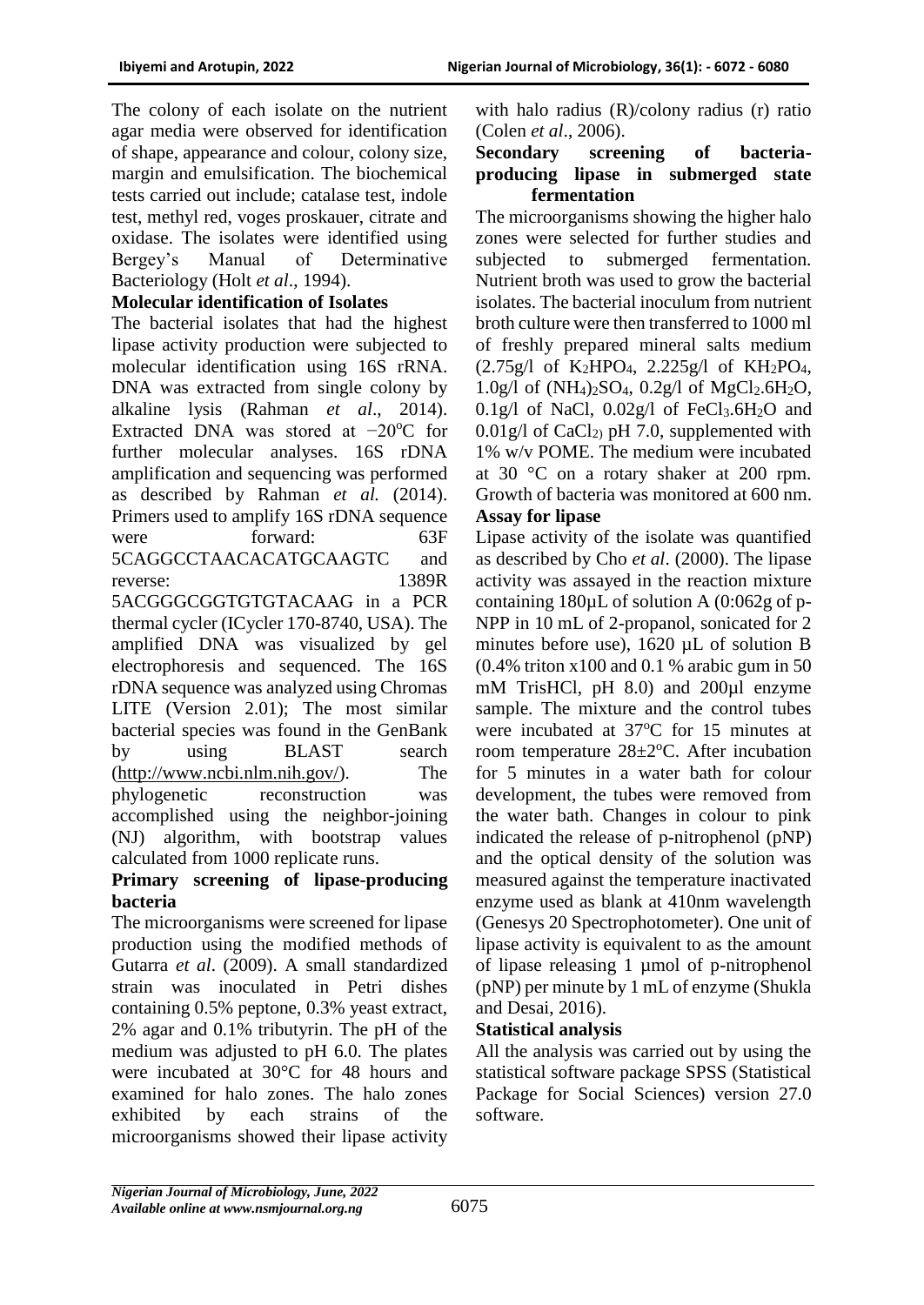The colony of each isolate on the nutrient agar media were observed for identification of shape, appearance and colour, colony size, margin and emulsification. The biochemical tests carried out include; catalase test, indole test, methyl red, voges proskauer, citrate and oxidase. The isolates were identified using Bergey's Manual of Determinative Bacteriology (Holt *et al*., 1994).

**Molecular identification of Isolates**

The bacterial isolates that had the highest lipase activity production were subjected to molecular identification using 16S rRNA. DNA was extracted from single colony by alkaline lysis (Rahman *et al*., 2014). Extracted DNA was stored at $-20^oC$ for further molecular analyses. 16S rDNA amplification and sequencing was performed as described by Rahman *et al.* (2014). Primers used to amplify 16S rDNA sequence were forward: 63F 5CAGGCCTAACACATGCAAGTC and reverse: 1389R 5ACGGGCGGTGTGTACAAG in a PCR thermal cycler (ICycler 170-8740, USA). The amplified DNA was visualized by gel electrophoresis and sequenced. The 16S rDNA sequence was analyzed using Chromas LITE (Version 2.01); The most similar bacterial species was found in the GenBank by using BLAST search (http://www.ncbi.nlm.nih.gov/). The phylogenetic reconstruction was accomplished using the neighbor-joining (NJ) algorithm, with bootstrap values calculated from 1000 replicate runs.

**Primary screening of lipase-producing bacteria**

The microorganisms were screened for lipase production using the modified methods of Gutarra *et al*. (2009). A small standardized strain was inoculated in Petri dishes containing 0.5% peptone, 0.3% yeast extract, 2% agar and 0.1% tributyrin. The pH of the medium was adjusted to pH 6.0. The plates were incubated at 30°C for 48 hours and examined for halo zones. The halo zones exhibited by each strains of the microorganisms showed their lipase activity with halo radius (R)/colony radius (r) ratio (Colen *et al*., 2006).

**Secondary screening of bacteria-producing lipase in submerged state fermentation**

The microorganisms showing the higher halo zones were selected for further studies and subjected to submerged fermentation. Nutrient broth was used to grow the bacterial isolates. The bacterial inoculum from nutrient broth culture were then transferred to 1000 ml of freshly prepared mineral salts medium (2.75g/l of $K_2HPO_4$, 2.225g/l of $KH_2PO_4$, 1.0g/l of $(NH_4)_2SO_4$, 0.2g/l of $MgCl_2.6H_2O$, 0.1g/l of NaCl, 0.02g/l of $FeCl_3.6H_2O$ and 0.01g/l of $CaCl_2$) pH 7.0, supplemented with 1% w/v POME. The medium were incubated at 30 °C on a rotary shaker at 200 rpm. Growth of bacteria was monitored at 600 nm.

**Assay for lipase**

Lipase activity of the isolate was quantified as described by Cho *et al*. (2000). The lipase activity was assayed in the reaction mixture containing 180µL of solution A (0:062g of p-NPP in 10 mL of 2-propanol, sonicated for 2 minutes before use), 1620 µL of solution B (0.4% triton x100 and 0.1 % arabic gum in 50 mM TrisHCl, pH 8.0) and 200µl enzyme sample. The mixture and the control tubes were incubated at $37^oC$ for 15 minutes at room temperature $28\pm2^oC$. After incubation for 5 minutes in a water bath for colour development, the tubes were removed from the water bath. Changes in colour to pink indicated the release of p-nitrophenol (pNP) and the optical density of the solution was measured against the temperature inactivated enzyme used as blank at 410nm wavelength (Genesys 20 Spectrophotometer). One unit of lipase activity is equivalent to as the amount of lipase releasing 1 µmol of p-nitrophenol (pNP) per minute by 1 mL of enzyme (Shukla and Desai, 2016).

**Statistical analysis**

All the analysis was carried out by using the statistical software package SPSS (Statistical Package for Social Sciences) version 27.0 software.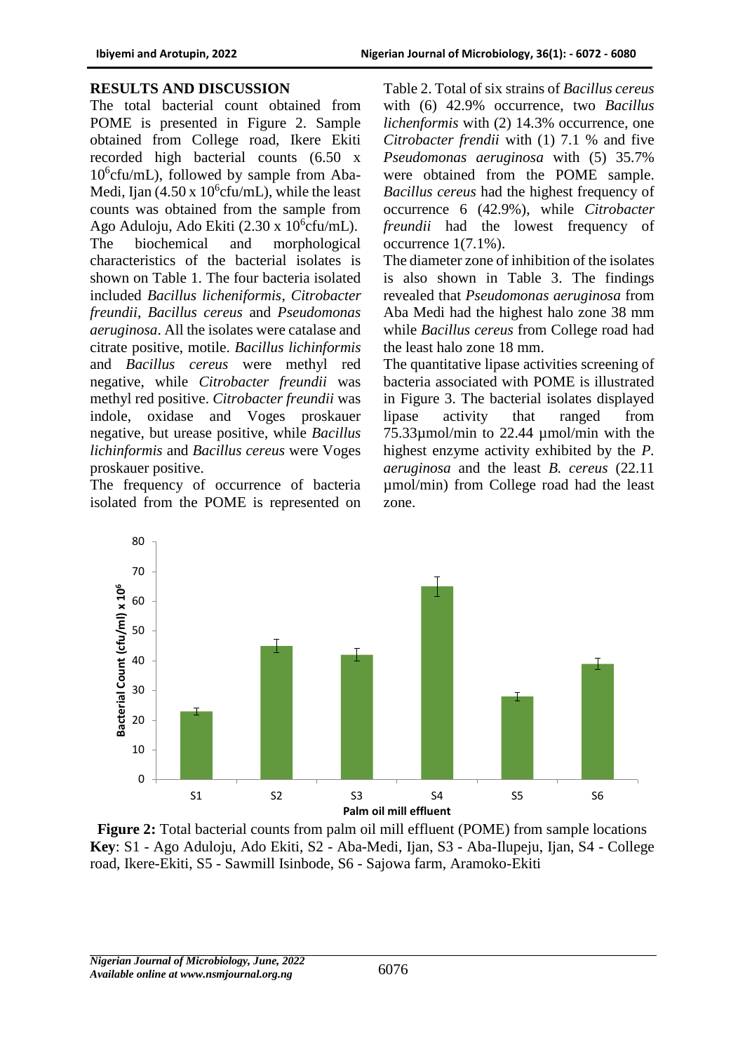## RESULTS AND DISCUSSION

The total bacterial count obtained from POME is presented in Figure 2. Sample obtained from College road, Ikere Ekiti recorded high bacterial counts (6.50 x $10^6$cfu/mL), followed by sample from Aba-Medi, Ijan (4.50 x $10^6$cfu/mL), while the least counts was obtained from the sample from Ago Aduloju, Ado Ekiti (2.30 x $10^6$cfu/mL). The biochemical and morphological characteristics of the bacterial isolates is shown on Table 1. The four bacteria isolated included *Bacillus licheniformis*, *Citrobacter freundii*, *Bacillus cereus* and *Pseudomonas aeruginosa*. All the isolates were catalase and citrate positive, motile. *Bacillus lichinformis* and *Bacillus cereus* were methyl red negative, while *Citrobacter freundii* was methyl red positive. *Citrobacter freundii* was indole, oxidase and Voges proskauer negative, but urease positive, while *Bacillus lichinformis* and *Bacillus cereus* were Voges proskauer positive.

The frequency of occurrence of bacteria isolated from the POME is represented on Table 2. Total of six strains of *Bacillus cereus* with (6) 42.9% occurrence, two *Bacillus lichenformis* with (2) 14.3% occurrence, one *Citrobacter frendii* with (1) 7.1 % and five *Pseudomonas aeruginosa* with (5) 35.7% were obtained from the POME sample. *Bacillus cereus* had the highest frequency of occurrence 6 (42.9%), while *Citrobacter freundii* had the lowest frequency of occurrence 1(7.1%).

The diameter zone of inhibition of the isolates is also shown in Table 3. The findings revealed that *Pseudomonas aeruginosa* from Aba Medi had the highest halo zone 38 mm while *Bacillus cereus* from College road had the least halo zone 18 mm.

The quantitative lipase activities screening of bacteria associated with POME is illustrated in Figure 3. The bacterial isolates displayed lipase activity that ranged from 75.33µmol/min to 22.44 µmol/min with the highest enzyme activity exhibited by the *P. aeruginosa* and the least *B. cereus* (22.11 µmol/min) from College road had the least zone.

**Figure 2:** Total bacterial counts from palm oil mill effluent (POME) from sample locations
**Key**: S1 - Ago Aduloju, Ado Ekiti, S2 - Aba-Medi, Ijan, S3 - Aba-Ilupeju, Ijan, S4 - College road, Ikere-Ekiti, S5 - Sawmill Isinbode, S6 - Sajowa farm, Aramoko-Ekiti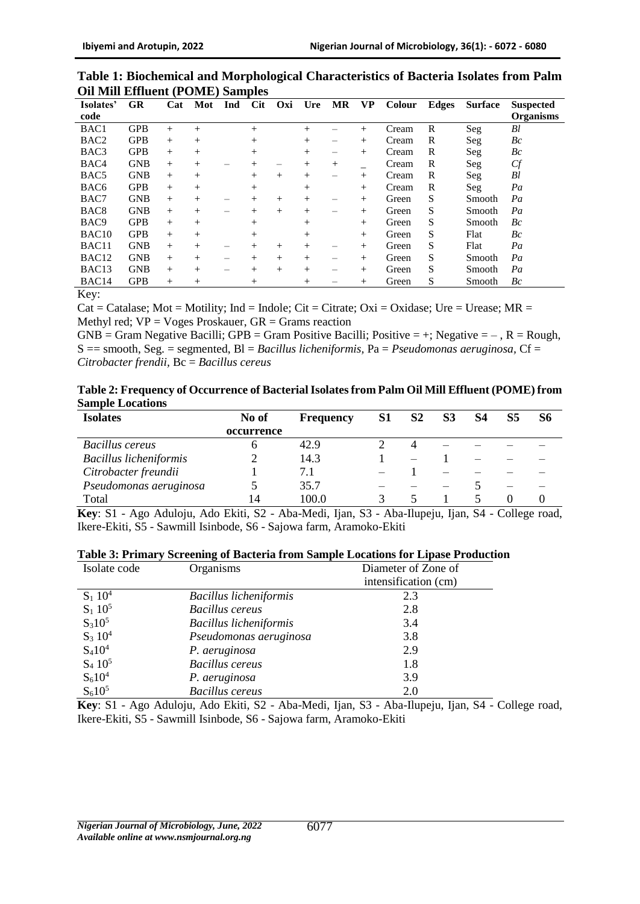**Table 1: Biochemical and Morphological Characteristics of Bacteria Isolates from Palm Oil Mill Effluent (POME) Samples**

| Isolates' code | GR | Cat | Mot | Ind | Cit | Oxi | Ure | MR | VP | Colour | Edges | Surface | Suspected Organisms |
|---|---|---|---|---|---|---|---|---|---|---|---|---|---|
| BAC1 | GPB | + | + | | + | | + | – | + | Cream | R | Seg | *Bl* |
| BAC2 | GPB | + | + | | + | | + | – | + | Cream | R | Seg | *Bc* |
| BAC3 | GPB | + | + | | + | | + | – | + | Cream | R | Seg | *Bc* |
| BAC4 | GNB | + | + | – | + | – | + | + | _ | Cream | R | Seg | *Cf* |
| BAC5 | GNB | + | + | | + | + | + | – | + | Cream | R | Seg | *Bl* |
| BAC6 | GPB | + | + | | + | | + | | + | Cream | R | Seg | *Pa* |
| BAC7 | GNB | + | + | – | + | + | + | – | + | Green | S | Smooth | *Pa* |
| BAC8 | GNB | + | + | – | + | + | + | – | + | Green | S | Smooth | *Pa* |
| BAC9 | GPB | + | + | | + | | + | | + | Green | S | Smooth | *Bc* |
| BAC10 | GPB | + | + | | + | | + | | + | Green | S | Flat | *Bc* |
| BAC11 | GNB | + | + | – | + | + | + | – | + | Green | S | Flat | *Pa* |
| BAC12 | GNB | + | + | – | + | + | + | – | + | Green | S | Smooth | *Pa* |
| BAC13 | GNB | + | + | – | + | + | + | – | + | Green | S | Smooth | *Pa* |
| BAC14 | GPB | + | + | | + | | + | – | + | Green | S | Smooth | *Bc* |

Key:

Cat = Catalase; Mot = Motility; Ind = Indole; Cit = Citrate; Oxi = Oxidase; Ure = Urease; MR = Methyl red; VP = Voges Proskauer, GR = Grams reaction

GNB = Gram Negative Bacilli; GPB = Gram Positive Bacilli; Positive = +; Negative = – , R = Rough, S == smooth, Seg. = segmented, Bl = *Bacillus licheniformis,* Pa = *Pseudomonas aeruginosa,* Cf = *Citrobacter frendii,* Bc = *Bacillus cereus*

**Table 2: Frequency of Occurrence of Bacterial Isolates from Palm Oil Mill Effluent (POME) from Sample Locations**

| Isolates | No of occurrence | Frequency | S1 | S2 | S3 | S4 | S5 | S6 |
|---|---|---|---|---|---|---|---|---|
| *Bacillus cereus* | 6 | 42.9 | 2 | 4 | – | – | – | – |
| *Bacillus licheniformis* | 2 | 14.3 | 1 | – | 1 | – | – | – |
| *Citrobacter freundii* | 1 | 7.1 | – | 1 | – | – | – | – |
| *Pseudomonas aeruginosa* | 5 | 35.7 | – | – | – | 5 | – | – |
| Total | 14 | 100.0 | 3 | 5 | 1 | 5 | 0 | 0 |

**Key**: S1 - Ago Aduloju, Ado Ekiti, S2 - Aba-Medi, Ijan, S3 - Aba-Ilupeju, Ijan, S4 - College road, Ikere-Ekiti, S5 - Sawmill Isinbode, S6 - Sajowa farm, Aramoko-Ekiti

**Table 3: Primary Screening of Bacteria from Sample Locations for Lipase Production**

| Isolate code | Organisms | Diameter of Zone of intensification (cm) |
|---|---|---|
| $S_1\ 10^4$ | *Bacillus licheniformis* | 2.3 |
| $S_1\ 10^5$ | *Bacillus cereus* | 2.8 |
| $S_3 10^5$ | *Bacillus licheniformis* | 3.4 |
| $S_3\ 10^4$ | *Pseudomonas aeruginosa* | 3.8 |
| $S_4 10^4$ | *P. aeruginosa* | 2.9 |
| $S_4\ 10^5$ | *Bacillus cereus* | 1.8 |
| $S_6 10^4$ | *P. aeruginosa* | 3.9 |
| $S_6 10^5$ | *Bacillus cereus* | 2.0 |

**Key**: S1 - Ago Aduloju, Ado Ekiti, S2 - Aba-Medi, Ijan, S3 - Aba-Ilupeju, Ijan, S4 - College road, Ikere-Ekiti, S5 - Sawmill Isinbode, S6 - Sajowa farm, Aramoko-Ekiti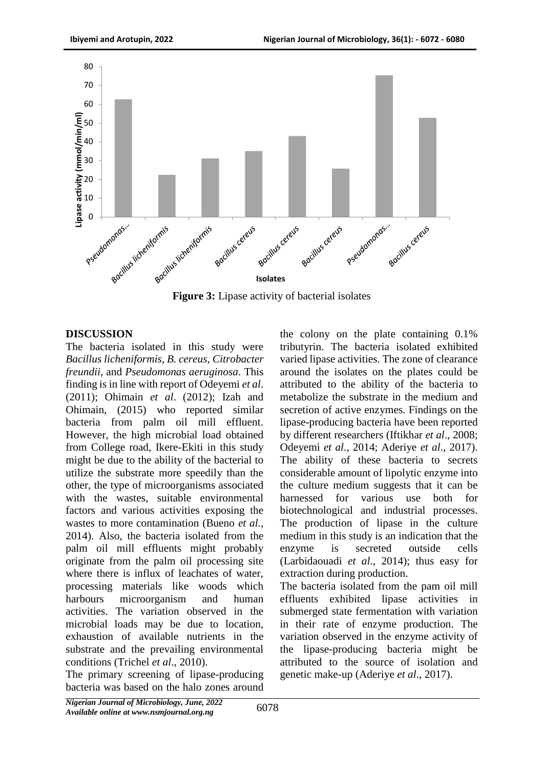**Figure 3:** Lipase activity of bacterial isolates

## DISCUSSION

The bacteria isolated in this study were *Bacillus licheniformis*, *B. cereus, Citrobacter freundii*, and *Pseudomonas aeruginosa*. This finding is in line with report of Odeyemi *et al*. (2011); Ohimain *et al*. (2012); Izah and Ohimain, (2015) who reported similar bacteria from palm oil mill effluent. However, the high microbial load obtained from College road, Ikere-Ekiti in this study might be due to the ability of the bacterial to utilize the substrate more speedily than the other, the type of microorganisms associated with the wastes, suitable environmental factors and various activities exposing the wastes to more contamination (Bueno *et al.,* 2014). Also, the bacteria isolated from the palm oil mill effluents might probably originate from the palm oil processing site where there is influx of leachates of water, processing materials like woods which harbours microorganism and human activities. The variation observed in the microbial loads may be due to location, exhaustion of available nutrients in the substrate and the prevailing environmental conditions (Trichel *et al*., 2010).

The primary screening of lipase-producing bacteria was based on the halo zones around the colony on the plate containing 0.1% tributyrin. The bacteria isolated exhibited varied lipase activities. The zone of clearance around the isolates on the plates could be attributed to the ability of the bacteria to metabolize the substrate in the medium and secretion of active enzymes. Findings on the lipase-producing bacteria have been reported by different researchers (Iftikhar *et al*., 2008; Odeyemi *et al*., 2014; Aderiye *et al*., 2017). The ability of these bacteria to secrets considerable amount of lipolytic enzyme into the culture medium suggests that it can be harnessed for various use both for biotechnological and industrial processes. The production of lipase in the culture medium in this study is an indication that the enzyme is secreted outside cells (Larbidaouadi *et al*., 2014); thus easy for extraction during production.

The bacteria isolated from the pam oil mill effluents exhibited lipase activities in submerged state fermentation with variation in their rate of enzyme production. The variation observed in the enzyme activity of the lipase-producing bacteria might be attributed to the source of isolation and genetic make-up (Aderiye *et al*., 2017).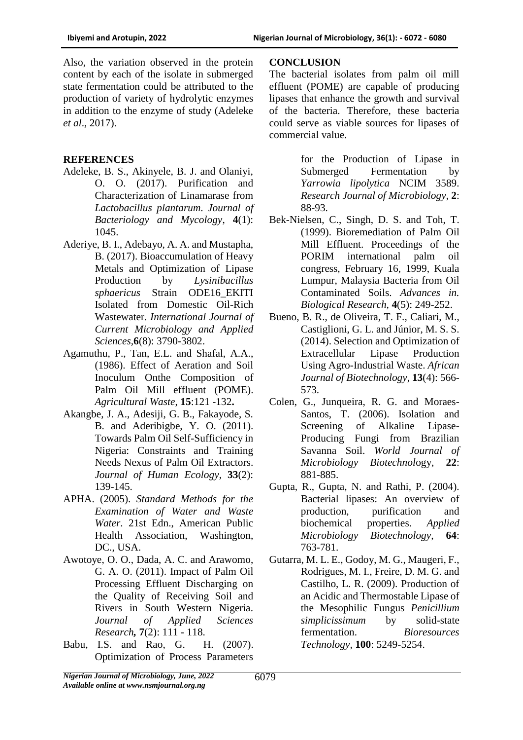Also, the variation observed in the protein content by each of the isolate in submerged state fermentation could be attributed to the production of variety of hydrolytic enzymes in addition to the enzyme of study (Adeleke *et al*., 2017).

## CONCLUSION

The bacterial isolates from palm oil mill effluent (POME) are capable of producing lipases that enhance the growth and survival of the bacteria. Therefore, these bacteria could serve as viable sources for lipases of commercial value.

## REFERENCES

Adeleke, B. S., Akinyele, B. J. and Olaniyi, O. O. (2017). Purification and Characterization of Linamarase from *Lactobacillus plantarum*. *Journal of Bacteriology and Mycology*, **4**(1): 1045.

Aderiye, B. I., Adebayo, A. A. and Mustapha, B. (2017). Bioaccumulation of Heavy Metals and Optimization of Lipase Production by *Lysinibacillus sphaericus* Strain ODE16_EKITI Isolated from Domestic Oil-Rich Wastewater. *International Journal of Current Microbiology and Applied Sciences*,**6**(8): 3790-3802.

Agamuthu, P., Tan, E.L. and Shafal, A.A., (1986). Effect of Aeration and Soil Inoculum Onthe Composition of Palm Oil Mill effluent (POME). *Agricultural Waste*, **15**:121 -132**.**

Akangbe, J. A., Adesiji, G. B., Fakayode, S. B. and Aderibigbe, Y. O. (2011). Towards Palm Oil Self-Sufficiency in Nigeria: Constraints and Training Needs Nexus of Palm Oil Extractors. *Journal of Human Ecology,* **33**(2): 139-145.

APHA. (2005). *Standard Methods for the Examination of Water and Waste Water*. 21st Edn., American Public Health Association, Washington, DC., USA.

Awotoye, O. O., Dada, A. C. and Arawomo, G. A. O. (2011). Impact of Palm Oil Processing Effluent Discharging on the Quality of Receiving Soil and Rivers in South Western Nigeria. *Journal of Applied Sciences Research,* **7**(2): 111 - 118.

Babu, I.S. and Rao, G. H. (2007). Optimization of Process Parameters for the Production of Lipase in Submerged Fermentation by *Yarrowia lipolytica* NCIM 3589. *Research Journal of Microbiology*, **2**: 88-93.

Bek-Nielsen, C., Singh, D. S. and Toh, T. (1999). Bioremediation of Palm Oil Mill Effluent. Proceedings of the PORIM international palm oil congress, February 16, 1999, Kuala Lumpur, Malaysia Bacteria from Oil Contaminated Soils. *Advances in. Biological Research*, **4**(5): 249-252.

Bueno, B. R., de Oliveira, T. F., Caliari, M., Castiglioni, G. L. and Júnior, M. S. S. (2014). Selection and Optimization of Extracellular Lipase Production Using Agro-Industrial Waste. *African Journal of Biotechnology*, **13**(4): 566-573.

Colen, G., Junqueira, R. G. and Moraes-Santos, T. (2006). Isolation and Screening of Alkaline Lipase-Producing Fungi from Brazilian Savanna Soil. *World Journal of Microbiology Biotechnol*ogy, **22**: 881-885.

Gupta, R., Gupta, N. and Rathi, P. (2004). Bacterial lipases: An overview of production, purification and biochemical properties. *Applied Microbiology Biotechnology,* **64**: 763-781.

Gutarra, M. L. E., Godoy, M. G., Maugeri, F., Rodrigues, M. I., Freire, D. M. G. and Castilho, L. R. (2009). Production of an Acidic and Thermostable Lipase of the Mesophilic Fungus *Penicillium simplicissimum* by solid-state fermentation. *Bioresources Technology,* **100**: 5249-5254.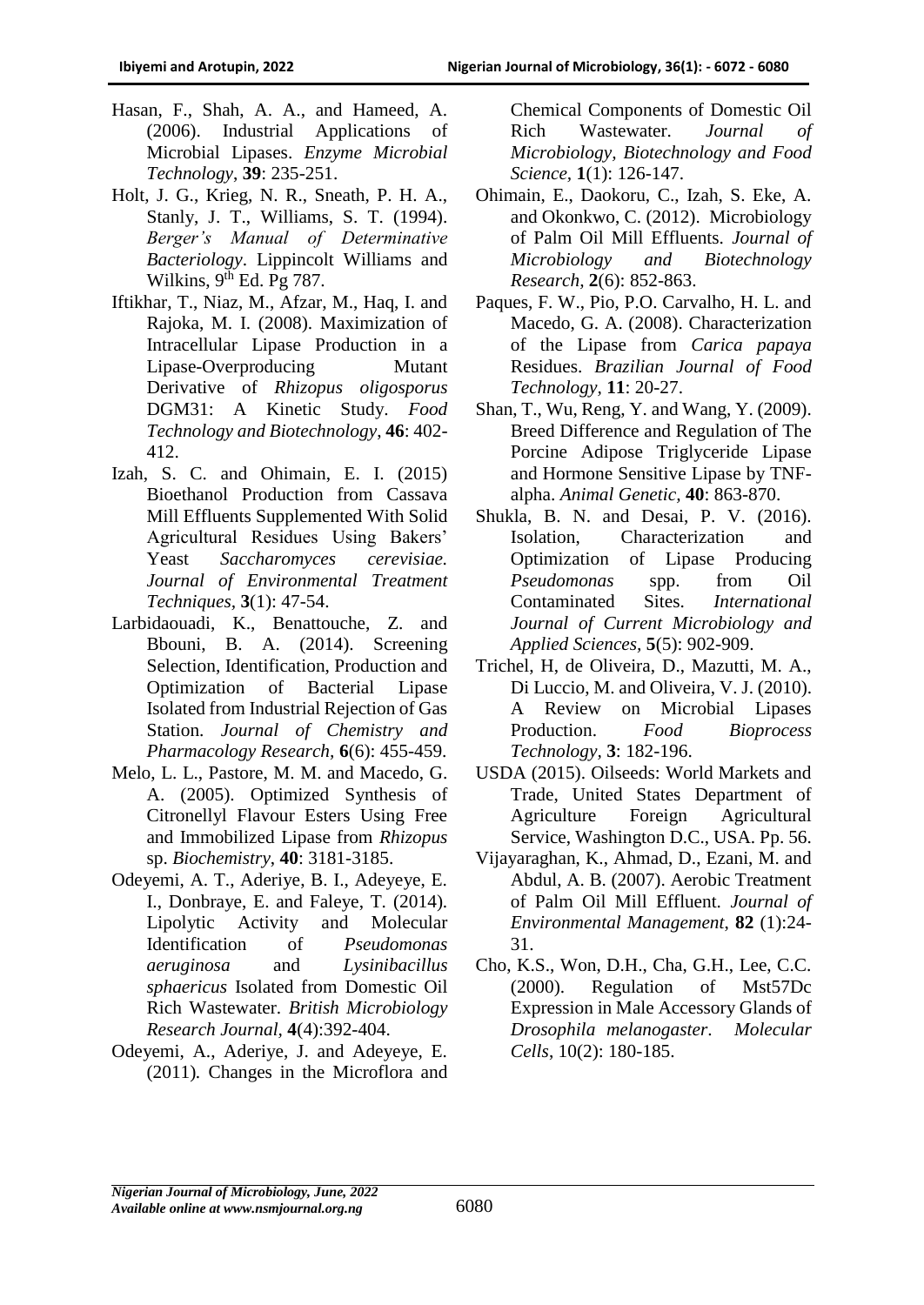Hasan, F., Shah, A. A., and Hameed, A. (2006). Industrial Applications of Microbial Lipases. *Enzyme Microbial Technology*, **39**: 235-251.

Holt, J. G., Krieg, N. R., Sneath, P. H. A., Stanly, J. T., Williams, S. T. (1994). *Berger's Manual of Determinative Bacteriology*. Lippincolt Williams and Wilkins, 9th Ed. Pg 787.

Iftikhar, T., Niaz, M., Afzar, M., Haq, I. and Rajoka, M. I. (2008). Maximization of Intracellular Lipase Production in a Lipase-Overproducing Mutant Derivative of *Rhizopus oligosporus* DGM31: A Kinetic Study. *Food Technology and Biotechnology*, **46**: 402-412.

Izah, S. C. and Ohimain, E. I. (2015) Bioethanol Production from Cassava Mill Effluents Supplemented With Solid Agricultural Residues Using Bakers' Yeast *Saccharomyces cerevisiae. Journal of Environmental Treatment Techniques*, **3**(1): 47-54.

Larbidaouadi, K., Benattouche, Z. and Bbouni, B. A. (2014). Screening Selection, Identification, Production and Optimization of Bacterial Lipase Isolated from Industrial Rejection of Gas Station. *Journal of Chemistry and Pharmacology Research*, **6**(6): 455-459.

Melo, L. L., Pastore, M. M. and Macedo, G. A. (2005). Optimized Synthesis of Citronellyl Flavour Esters Using Free and Immobilized Lipase from *Rhizopus* sp. *Biochemistry*, **40**: 3181-3185.

Odeyemi, A. T., Aderiye, B. I., Adeyeye, E. I., Donbraye, E. and Faleye, T. (2014). Lipolytic Activity and Molecular Identification of *Pseudomonas aeruginosa* and *Lysinibacillus sphaericus* Isolated from Domestic Oil Rich Wastewater. *British Microbiology Research Journal*, **4**(4):392-404.

Odeyemi, A., Aderiye, J. and Adeyeye, E. (2011). Changes in the Microflora and Chemical Components of Domestic Oil Rich Wastewater. *Journal of Microbiology, Biotechnology and Food Science*, **1**(1): 126-147.

Ohimain, E., Daokoru, C., Izah, S. Eke, A. and Okonkwo, C. (2012). Microbiology of Palm Oil Mill Effluents. *Journal of Microbiology and Biotechnology Research*, **2**(6): 852-863.

Paques, F. W., Pio, P.O. Carvalho, H. L. and Macedo, G. A. (2008). Characterization of the Lipase from *Carica papaya* Residues. *Brazilian Journal of Food Technology*, **11**: 20-27.

Shan, T., Wu, Reng, Y. and Wang, Y. (2009). Breed Difference and Regulation of The Porcine Adipose Triglyceride Lipase and Hormone Sensitive Lipase by TNF-alpha. *Animal Genetic*, **40**: 863-870.

Shukla, B. N. and Desai, P. V. (2016). Isolation, Characterization and Optimization of Lipase Producing *Pseudomonas* spp. from Oil Contaminated Sites. *International Journal of Current Microbiology and Applied Sciences*, **5**(5): 902-909.

Trichel, H, de Oliveira, D., Mazutti, M. A., Di Luccio, M. and Oliveira, V. J. (2010). A Review on Microbial Lipases Production. *Food Bioprocess Technology*, **3**: 182-196.

USDA (2015). Oilseeds: World Markets and Trade, United States Department of Agriculture Foreign Agricultural Service, Washington D.C., USA. Pp. 56.

Vijayaraghan, K., Ahmad, D., Ezani, M. and Abdul, A. B. (2007). Aerobic Treatment of Palm Oil Mill Effluent. *Journal of Environmental Management*, **82** (1):24-31.

Cho, K.S., Won, D.H., Cha, G.H., Lee, C.C. (2000). Regulation of Mst57Dc Expression in Male Accessory Glands of *Drosophila melanogaster*. *Molecular Cells*, 10(2): 180-185.